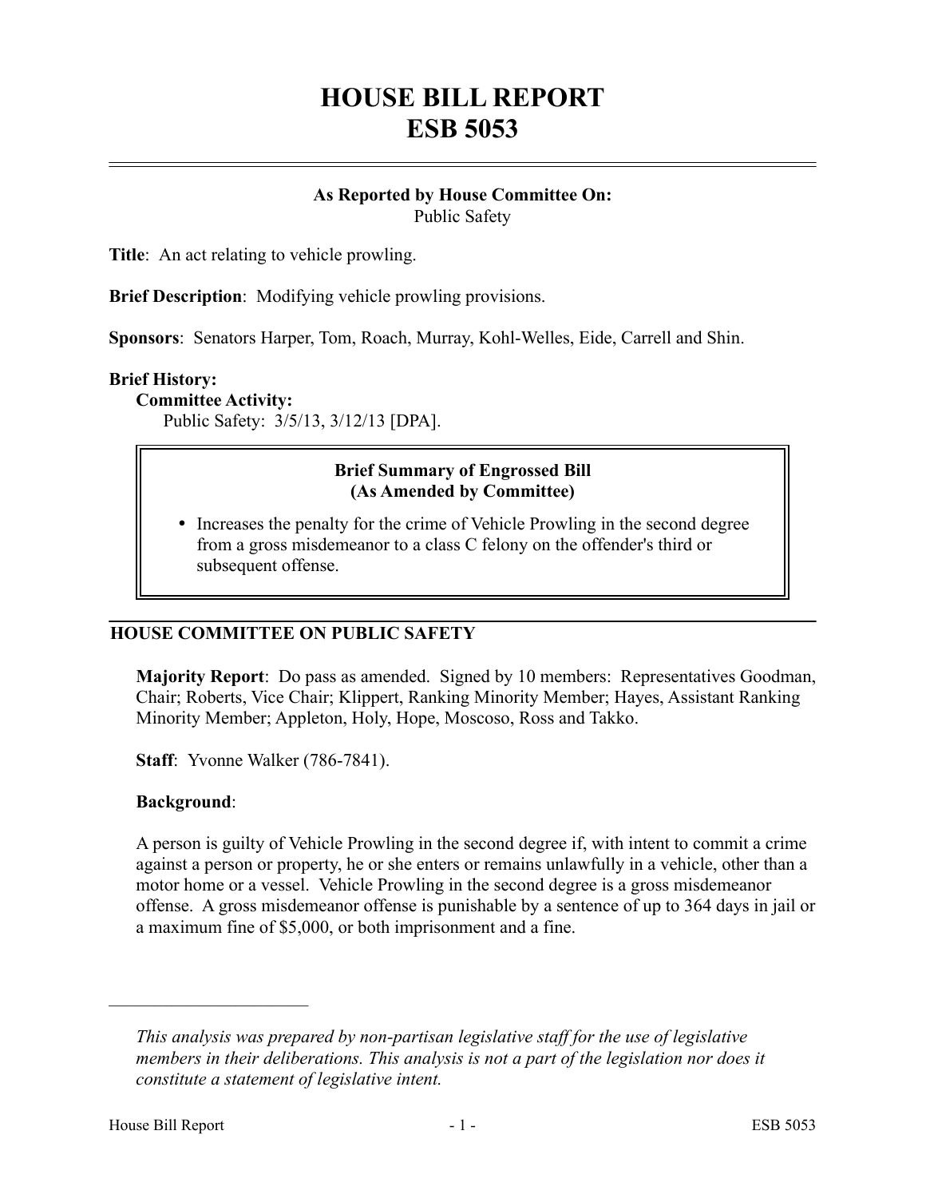# HOUSE BILL REPORT
# ESB 5053

**As Reported by House Committee On:**
Public Safety

**Title**: An act relating to vehicle prowling.

**Brief Description**: Modifying vehicle prowling provisions.

**Sponsors**: Senators Harper, Tom, Roach, Murray, Kohl-Welles, Eide, Carrell and Shin.

**Brief History:**

**Committee Activity:**

Public Safety: 3/5/13, 3/12/13 [DPA].

**Brief Summary of Engrossed Bill (As Amended by Committee)**

- Increases the penalty for the crime of Vehicle Prowling in the second degree from a gross misdemeanor to a class C felony on the offender's third or subsequent offense.

## HOUSE COMMITTEE ON PUBLIC SAFETY

**Majority Report**: Do pass as amended. Signed by 10 members: Representatives Goodman, Chair; Roberts, Vice Chair; Klippert, Ranking Minority Member; Hayes, Assistant Ranking Minority Member; Appleton, Holy, Hope, Moscoso, Ross and Takko.

**Staff**: Yvonne Walker (786-7841).

**Background**:

A person is guilty of Vehicle Prowling in the second degree if, with intent to commit a crime against a person or property, he or she enters or remains unlawfully in a vehicle, other than a motor home or a vessel. Vehicle Prowling in the second degree is a gross misdemeanor offense. A gross misdemeanor offense is punishable by a sentence of up to 364 days in jail or a maximum fine of $5,000, or both imprisonment and a fine.

---

*This analysis was prepared by non-partisan legislative staff for the use of legislative members in their deliberations. This analysis is not a part of the legislation nor does it constitute a statement of legislative intent.*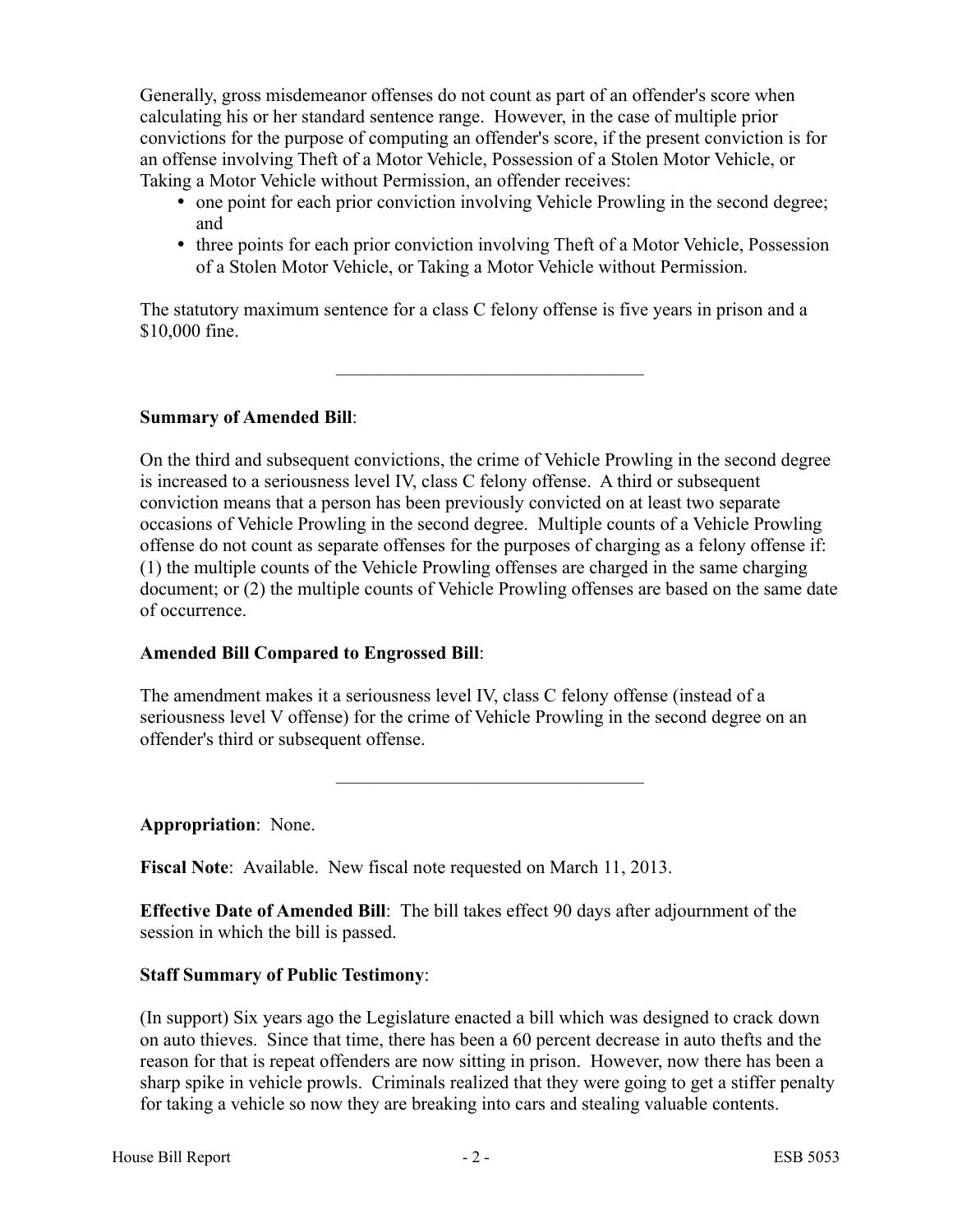Generally, gross misdemeanor offenses do not count as part of an offender's score when calculating his or her standard sentence range. However, in the case of multiple prior convictions for the purpose of computing an offender's score, if the present conviction is for an offense involving Theft of a Motor Vehicle, Possession of a Stolen Motor Vehicle, or Taking a Motor Vehicle without Permission, an offender receives:

- one point for each prior conviction involving Vehicle Prowling in the second degree; and
- three points for each prior conviction involving Theft of a Motor Vehicle, Possession of a Stolen Motor Vehicle, or Taking a Motor Vehicle without Permission.

The statutory maximum sentence for a class C felony offense is five years in prison and a $10,000 fine.

---

**Summary of Amended Bill**:

On the third and subsequent convictions, the crime of Vehicle Prowling in the second degree is increased to a seriousness level IV, class C felony offense. A third or subsequent conviction means that a person has been previously convicted on at least two separate occasions of Vehicle Prowling in the second degree. Multiple counts of a Vehicle Prowling offense do not count as separate offenses for the purposes of charging as a felony offense if: (1) the multiple counts of the Vehicle Prowling offenses are charged in the same charging document; or (2) the multiple counts of Vehicle Prowling offenses are based on the same date of occurrence.

**Amended Bill Compared to Engrossed Bill**:

The amendment makes it a seriousness level IV, class C felony offense (instead of a seriousness level V offense) for the crime of Vehicle Prowling in the second degree on an offender's third or subsequent offense.

---

**Appropriation**: None.

**Fiscal Note**: Available. New fiscal note requested on March 11, 2013.

**Effective Date of Amended Bill**: The bill takes effect 90 days after adjournment of the session in which the bill is passed.

**Staff Summary of Public Testimony**:

(In support) Six years ago the Legislature enacted a bill which was designed to crack down on auto thieves. Since that time, there has been a 60 percent decrease in auto thefts and the reason for that is repeat offenders are now sitting in prison. However, now there has been a sharp spike in vehicle prowls. Criminals realized that they were going to get a stiffer penalty for taking a vehicle so now they are breaking into cars and stealing valuable contents.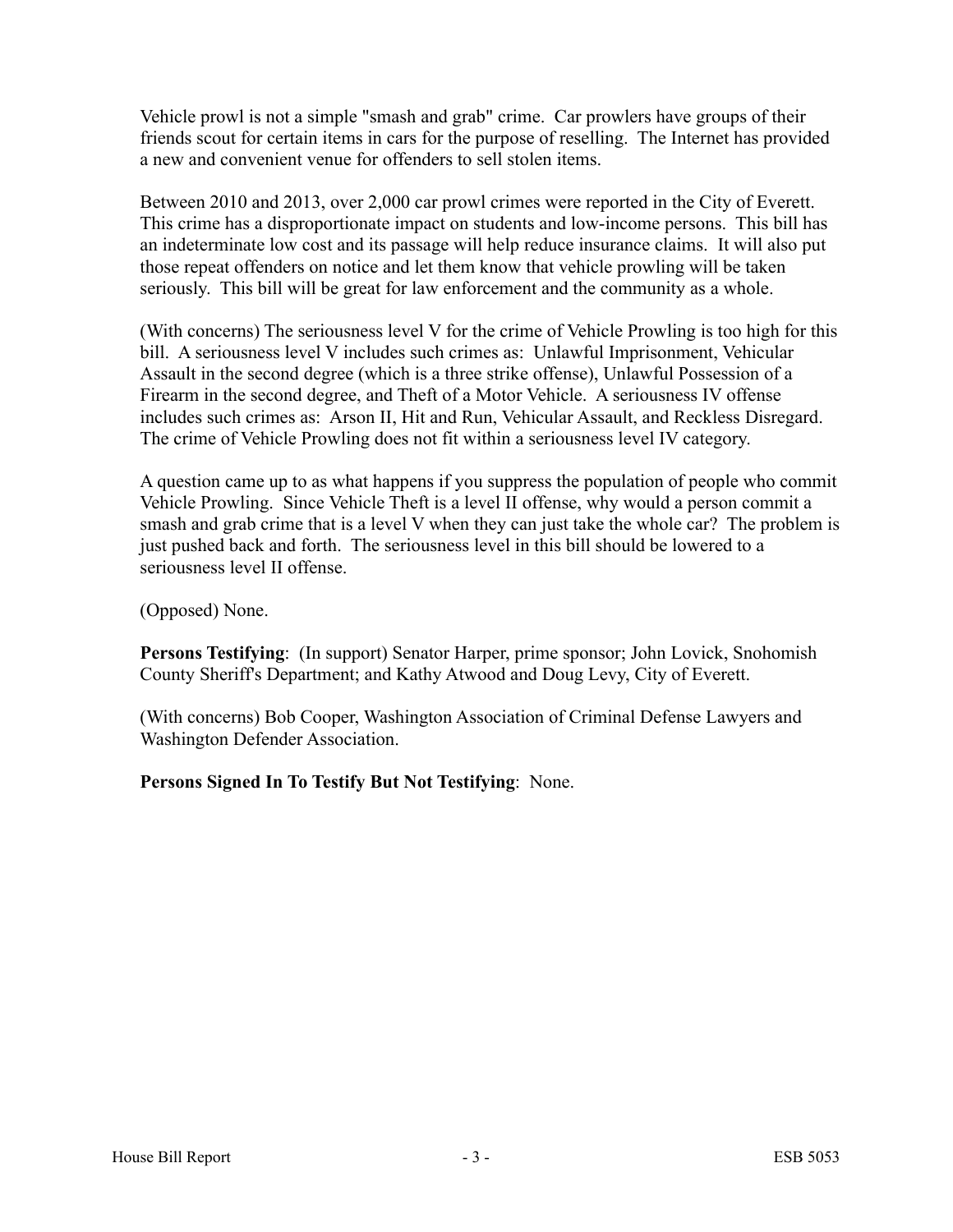Vehicle prowl is not a simple "smash and grab" crime. Car prowlers have groups of their friends scout for certain items in cars for the purpose of reselling. The Internet has provided a new and convenient venue for offenders to sell stolen items.

Between 2010 and 2013, over 2,000 car prowl crimes were reported in the City of Everett. This crime has a disproportionate impact on students and low-income persons. This bill has an indeterminate low cost and its passage will help reduce insurance claims. It will also put those repeat offenders on notice and let them know that vehicle prowling will be taken seriously. This bill will be great for law enforcement and the community as a whole.

(With concerns) The seriousness level V for the crime of Vehicle Prowling is too high for this bill. A seriousness level V includes such crimes as: Unlawful Imprisonment, Vehicular Assault in the second degree (which is a three strike offense), Unlawful Possession of a Firearm in the second degree, and Theft of a Motor Vehicle. A seriousness IV offense includes such crimes as: Arson II, Hit and Run, Vehicular Assault, and Reckless Disregard. The crime of Vehicle Prowling does not fit within a seriousness level IV category.

A question came up to as what happens if you suppress the population of people who commit Vehicle Prowling. Since Vehicle Theft is a level II offense, why would a person commit a smash and grab crime that is a level V when they can just take the whole car? The problem is just pushed back and forth. The seriousness level in this bill should be lowered to a seriousness level II offense.

(Opposed) None.

**Persons Testifying**: (In support) Senator Harper, prime sponsor; John Lovick, Snohomish County Sheriff's Department; and Kathy Atwood and Doug Levy, City of Everett.

(With concerns) Bob Cooper, Washington Association of Criminal Defense Lawyers and Washington Defender Association.

**Persons Signed In To Testify But Not Testifying**: None.